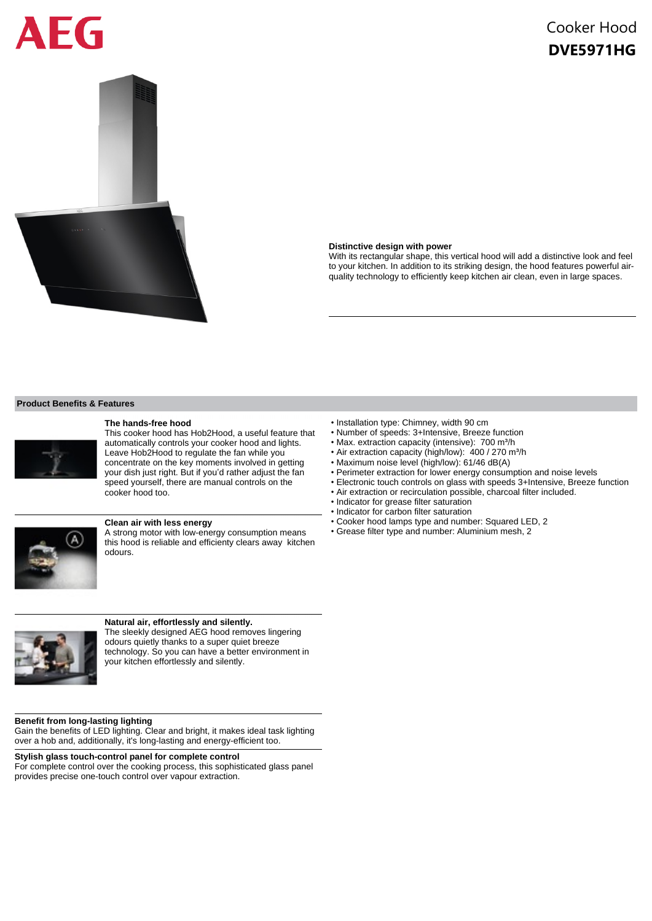AEG

# Cooker Hood
**DVE5971HG**

### Distinctive design with power

With its rectangular shape, this vertical hood will add a distinctive look and feel to your kitchen. In addition to its striking design, the hood features powerful air-quality technology to efficiently keep kitchen air clean, even in large spaces.

## Product Benefits & Features

**The hands-free hood**
This cooker hood has Hob2Hood, a useful feature that automatically controls your cooker hood and lights. Leave Hob2Hood to regulate the fan while you concentrate on the key moments involved in getting your dish just right. But if you'd rather adjust the fan speed yourself, there are manual controls on the cooker hood too.

**Clean air with less energy**
A strong motor with low-energy consumption means this hood is reliable and efficiency clears away kitchen odours.

**Natural air, effortlessly and silently.**
The sleekly designed AEG hood removes lingering odours quietly thanks to a super quiet breeze technology. So you can have a better environment in your kitchen effortlessly and silently.

**Benefit from long-lasting lighting**
Gain the benefits of LED lighting. Clear and bright, it makes ideal task lighting over a hob and, additionally, it's long-lasting and energy-efficient too.

**Stylish glass touch-control panel for complete control**
For complete control over the cooking process, this sophisticated glass panel provides precise one-touch control over vapour extraction.

- Installation type: Chimney, width 90 cm
- Number of speeds: 3+Intensive, Breeze function
- Max. extraction capacity (intensive): 700 m³/h
- Air extraction capacity (high/low): 400 / 270 m³/h
- Maximum noise level (high/low): 61/46 dB(A)
- Perimeter extraction for lower energy consumption and noise levels
- Electronic touch controls on glass with speeds 3+Intensive, Breeze function
- Air extraction or recirculation possible, charcoal filter included.
- Indicator for grease filter saturation
- Indicator for carbon filter saturation
- Cooker hood lamps type and number: Squared LED, 2
- Grease filter type and number: Aluminium mesh, 2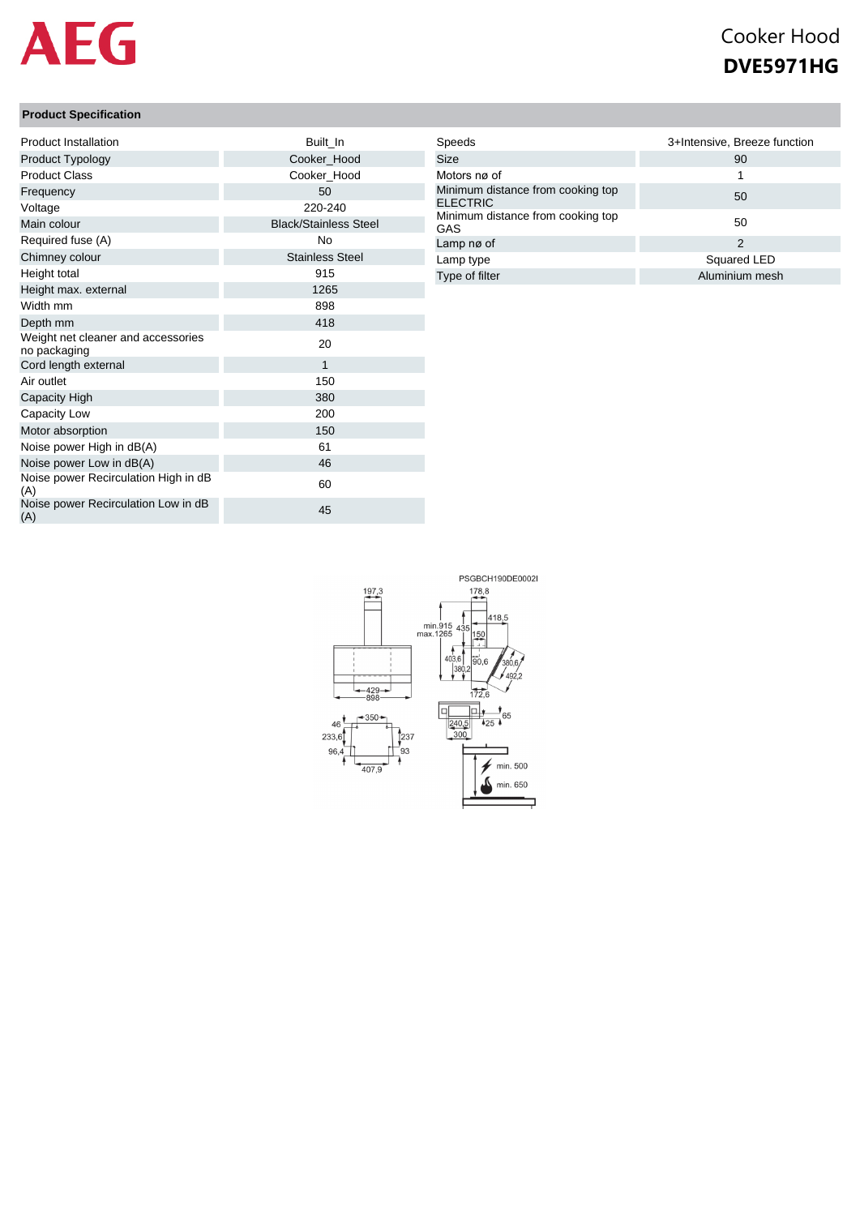# Cooker Hood

**DVE5971HG**

## Product Specification

| | |
|---|---|
| Product Installation | Built_In |
| Product Typology | Cooker_Hood |
| Product Class | Cooker_Hood |
| Frequency | 50 |
| Voltage | 220-240 |
| Main colour | Black/Stainless Steel |
| Required fuse (A) | No |
| Chimney colour | Stainless Steel |
| Height total | 915 |
| Height max. external | 1265 |
| Width mm | 898 |
| Depth mm | 418 |
| Weight net cleaner and accessories no packaging | 20 |
| Cord length external | 1 |
| Air outlet | 150 |
| Capacity High | 380 |
| Capacity Low | 200 |
| Motor absorption | 150 |
| Noise power High in dB(A) | 61 |
| Noise power Low in dB(A) | 46 |
| Noise power Recirculation High in dB (A) | 60 |
| Noise power Recirculation Low in dB (A) | 45 |

| | |
|---|---|
| Speeds | 3+Intensive, Breeze function |
| Size | 90 |
| Motors nø of | 1 |
| Minimum distance from cooking top ELECTRIC | 50 |
| Minimum distance from cooking top GAS | 50 |
| Lamp nø of | 2 |
| Lamp type | Squared LED |
| Type of filter | Aluminium mesh |

PSGBCH190DE0002I

197,3
178,8
min.915
max.1265
435
418,5
150
403,6
380,2
90,6
380,6
492,2
429
898
172,6
240,5
300
65
25
350
46
233,6
96,4
237
93
407,9
min. 500
min. 650